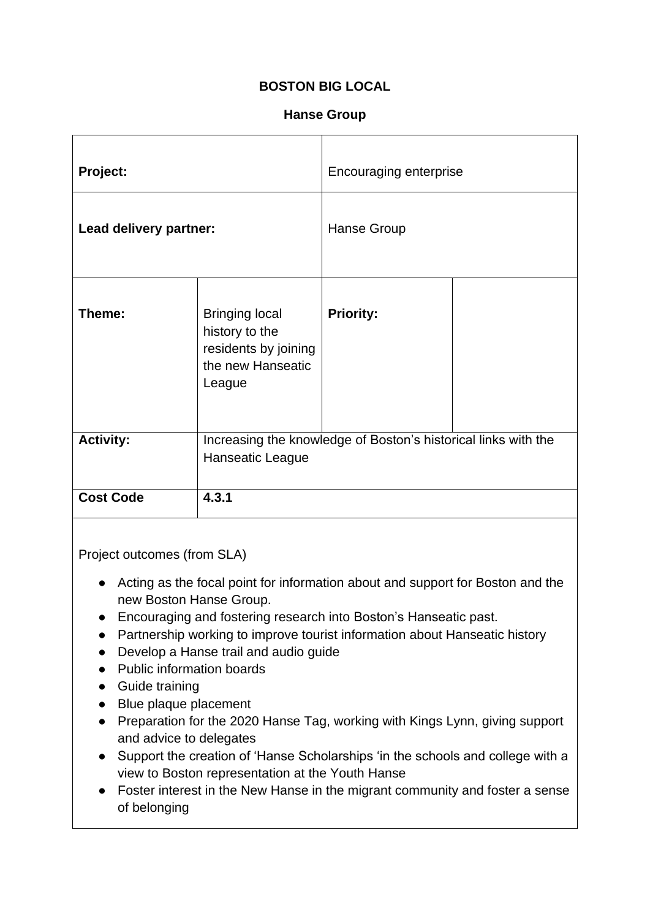**BOSTON BIG LOCAL**

**Hanse Group**

| | | | |
|---|---|---|---|
| **Project:** | | Encouraging enterprise | |
| **Lead delivery partner:** | | Hanse Group | |
| **Theme:** | Bringing local history to the residents by joining the new Hanseatic League | **Priority:** | |
| **Activity:** | Increasing the knowledge of Boston's historical links with the Hanseatic League | | |
| **Cost Code** | **4.3.1** | | |

Project outcomes (from SLA)

- Acting as the focal point for information about and support for Boston and the new Boston Hanse Group.
- Encouraging and fostering research into Boston's Hanseatic past.
- Partnership working to improve tourist information about Hanseatic history
- Develop a Hanse trail and audio guide
- Public information boards
- Guide training
- Blue plaque placement
- Preparation for the 2020 Hanse Tag, working with Kings Lynn, giving support and advice to delegates
- Support the creation of 'Hanse Scholarships 'in the schools and college with a view to Boston representation at the Youth Hanse
- Foster interest in the New Hanse in the migrant community and foster a sense of belonging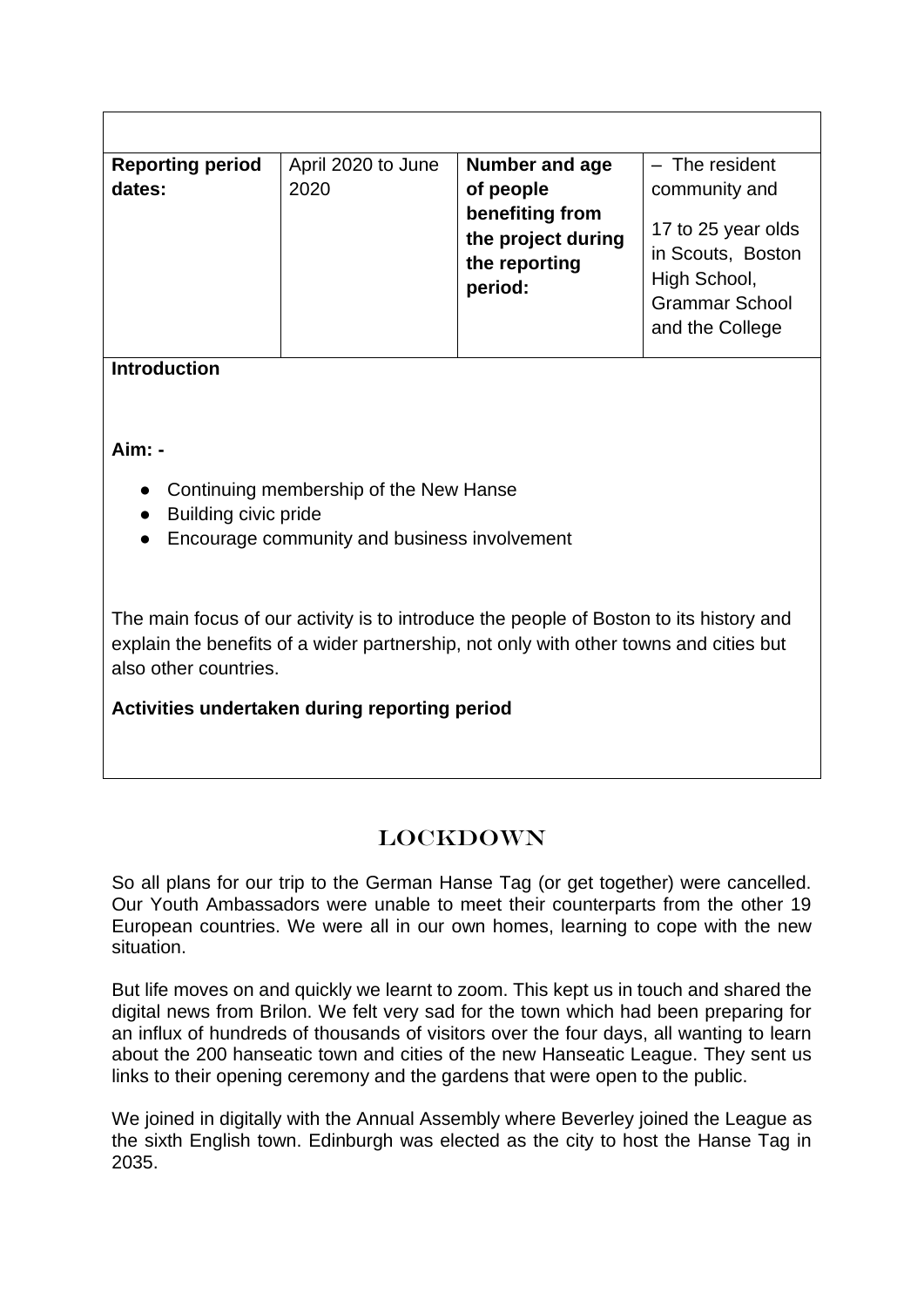| **Reporting period dates:** | April 2020 to June 2020 | **Number and age of people benefiting from the project during the reporting period:** | – The resident community and 17 to 25 year olds in Scouts, Boston High School, Grammar School and the College |
|---|---|---|---|

**Introduction**

**Aim: -**

- Continuing membership of the New Hanse
- Building civic pride
- Encourage community and business involvement

The main focus of our activity is to introduce the people of Boston to its history and explain the benefits of a wider partnership, not only with other towns and cities but also other countries.

**Activities undertaken during reporting period**

## LOCKDOWN

So all plans for our trip to the German Hanse Tag (or get together) were cancelled. Our Youth Ambassadors were unable to meet their counterparts from the other 19 European countries. We were all in our own homes, learning to cope with the new situation.

But life moves on and quickly we learnt to zoom. This kept us in touch and shared the digital news from Brilon. We felt very sad for the town which had been preparing for an influx of hundreds of thousands of visitors over the four days, all wanting to learn about the 200 hanseatic town and cities of the new Hanseatic League. They sent us links to their opening ceremony and the gardens that were open to the public.

We joined in digitally with the Annual Assembly where Beverley joined the League as the sixth English town. Edinburgh was elected as the city to host the Hanse Tag in 2035.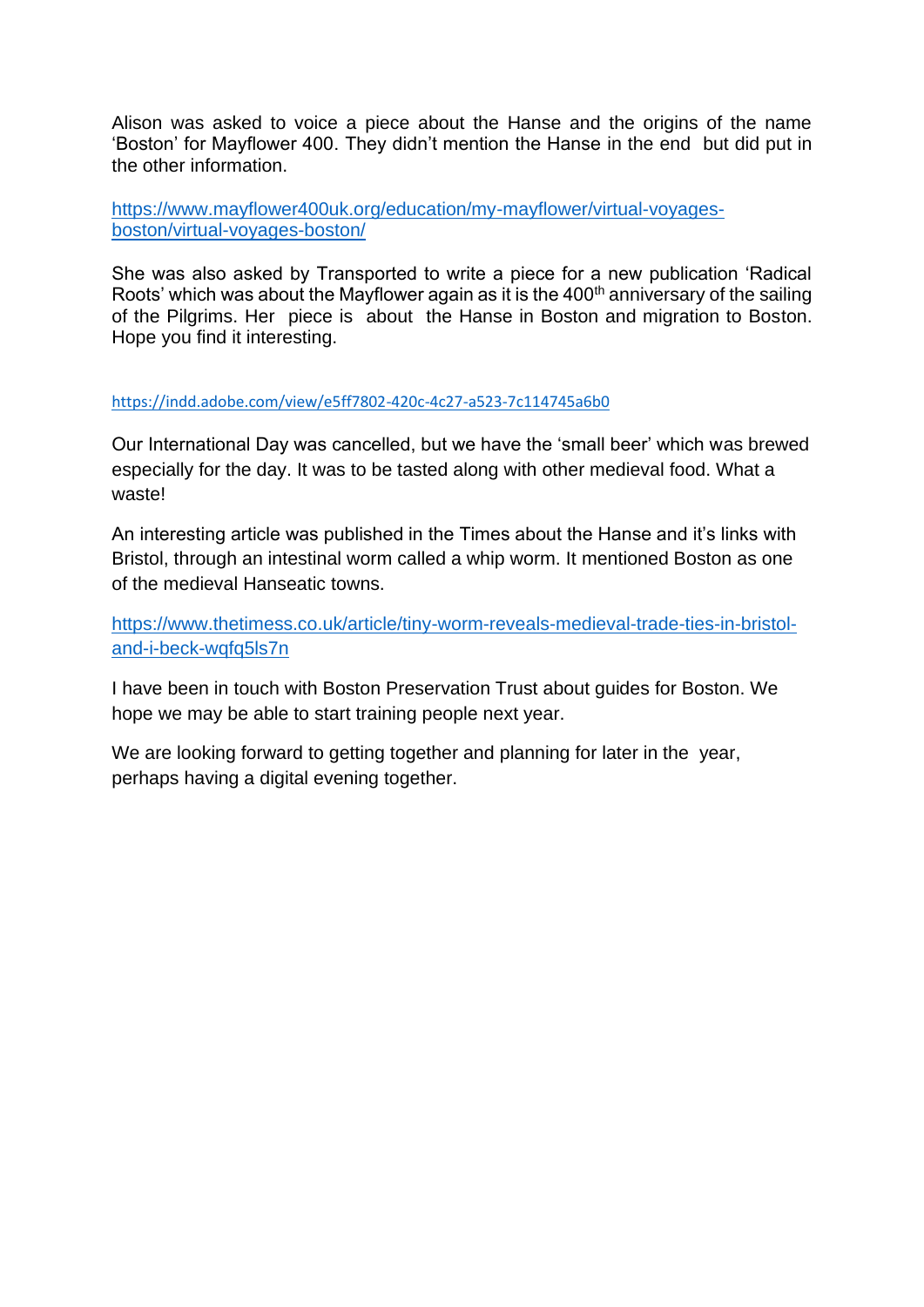Alison was asked to voice a piece about the Hanse and the origins of the name 'Boston' for Mayflower 400. They didn't mention the Hanse in the end but did put in the other information.

https://www.mayflower400uk.org/education/my-mayflower/virtual-voyages-boston/virtual-voyages-boston/

She was also asked by Transported to write a piece for a new publication 'Radical Roots' which was about the Mayflower again as it is the 400th anniversary of the sailing of the Pilgrims. Her piece is about the Hanse in Boston and migration to Boston. Hope you find it interesting.

https://indd.adobe.com/view/e5ff7802-420c-4c27-a523-7c114745a6b0

Our International Day was cancelled, but we have the 'small beer' which was brewed especially for the day. It was to be tasted along with other medieval food. What a waste!

An interesting article was published in the Times about the Hanse and it's links with Bristol, through an intestinal worm called a whip worm. It mentioned Boston as one of the medieval Hanseatic towns.

https://www.thetimess.co.uk/article/tiny-worm-reveals-medieval-trade-ties-in-bristol-and-i-beck-wqfq5ls7n

I have been in touch with Boston Preservation Trust about guides for Boston. We hope we may be able to start training people next year.

We are looking forward to getting together and planning for later in the year, perhaps having a digital evening together.